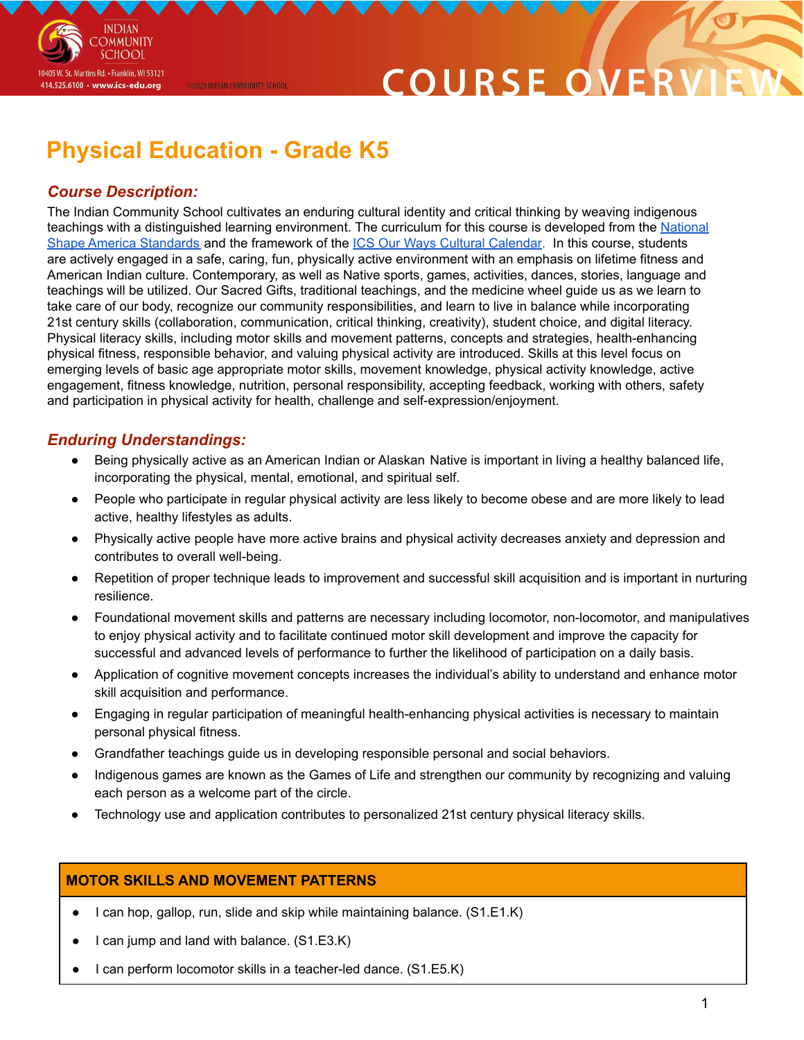# Physical Education - Grade K5

### *Course Description:*

The Indian Community School cultivates an enduring cultural identity and critical thinking by weaving indigenous teachings with a distinguished learning environment. The curriculum for this course is developed from the National Shape America Standards and the framework of the ICS Our Ways Cultural Calendar. In this course, students are actively engaged in a safe, caring, fun, physically active environment with an emphasis on lifetime fitness and American Indian culture. Contemporary, as well as Native sports, games, activities, dances, stories, language and teachings will be utilized. Our Sacred Gifts, traditional teachings, and the medicine wheel guide us as we learn to take care of our body, recognize our community responsibilities, and learn to live in balance while incorporating 21st century skills (collaboration, communication, critical thinking, creativity), student choice, and digital literacy. Physical literacy skills, including motor skills and movement patterns, concepts and strategies, health-enhancing physical fitness, responsible behavior, and valuing physical activity are introduced. Skills at this level focus on emerging levels of basic age appropriate motor skills, movement knowledge, physical activity knowledge, active engagement, fitness knowledge, nutrition, personal responsibility, accepting feedback, working with others, safety and participation in physical activity for health, challenge and self-expression/enjoyment.

### *Enduring Understandings:*

- Being physically active as an American Indian or Alaskan Native is important in living a healthy balanced life, incorporating the physical, mental, emotional, and spiritual self.
- People who participate in regular physical activity are less likely to become obese and are more likely to lead active, healthy lifestyles as adults.
- Physically active people have more active brains and physical activity decreases anxiety and depression and contributes to overall well-being.
- Repetition of proper technique leads to improvement and successful skill acquisition and is important in nurturing resilience.
- Foundational movement skills and patterns are necessary including locomotor, non-locomotor, and manipulatives to enjoy physical activity and to facilitate continued motor skill development and improve the capacity for successful and advanced levels of performance to further the likelihood of participation on a daily basis.
- Application of cognitive movement concepts increases the individual's ability to understand and enhance motor skill acquisition and performance.
- Engaging in regular participation of meaningful health-enhancing physical activities is necessary to maintain personal physical fitness.
- Grandfather teachings guide us in developing responsible personal and social behaviors.
- Indigenous games are known as the Games of Life and strengthen our community by recognizing and valuing each person as a welcome part of the circle.
- Technology use and application contributes to personalized 21st century physical literacy skills.

| MOTOR SKILLS AND MOVEMENT PATTERNS |
|---|
| • I can hop, gallop, run, slide and skip while maintaining balance. (S1.E1.K) |
| • I can jump and land with balance. (S1.E3.K) |
| • I can perform locomotor skills in a teacher-led dance. (S1.E5.K) |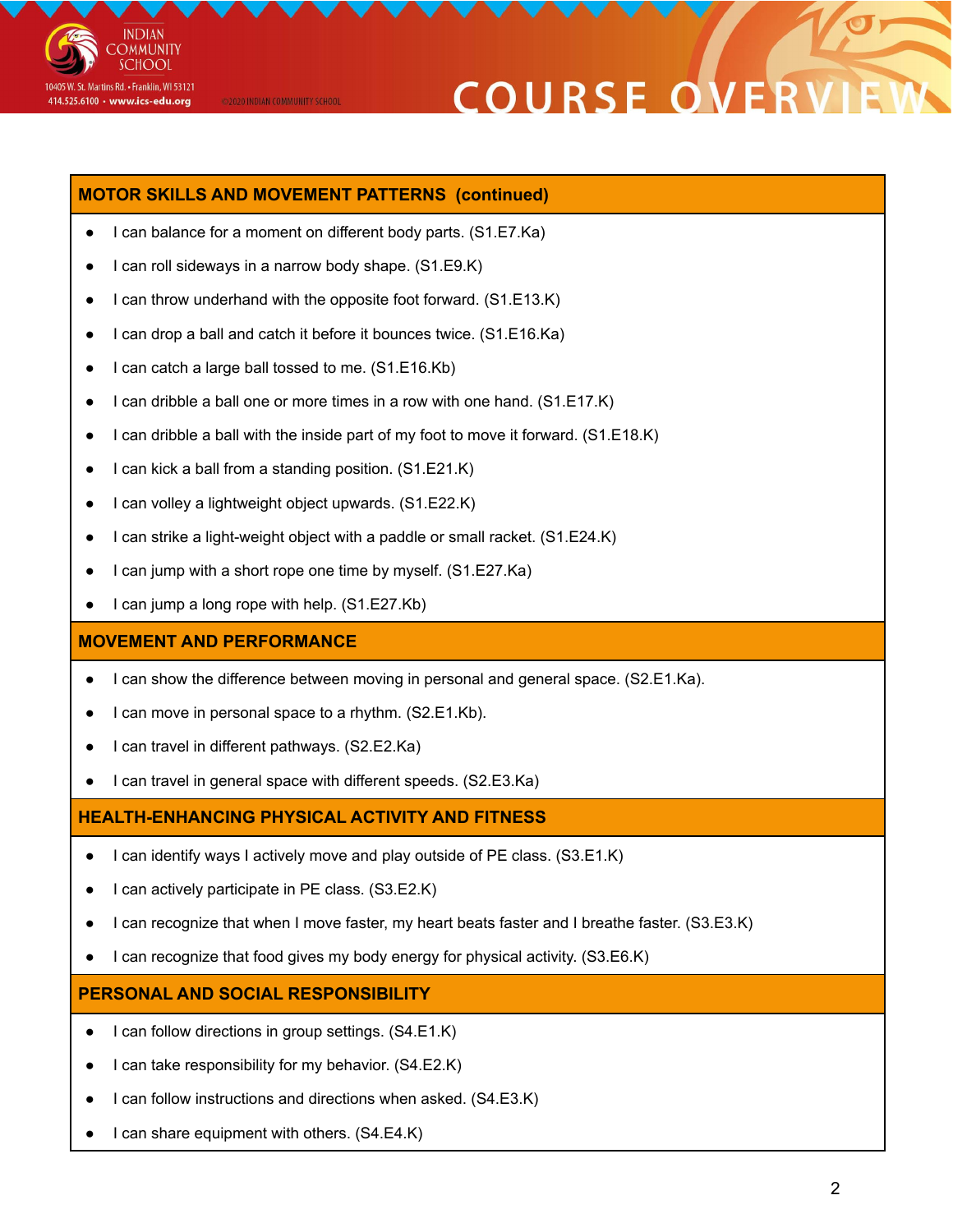## MOTOR SKILLS AND MOVEMENT PATTERNS (continued)

- I can balance for a moment on different body parts. (S1.E7.Ka)
- I can roll sideways in a narrow body shape. (S1.E9.K)
- I can throw underhand with the opposite foot forward. (S1.E13.K)
- I can drop a ball and catch it before it bounces twice. (S1.E16.Ka)
- I can catch a large ball tossed to me. (S1.E16.Kb)
- I can dribble a ball one or more times in a row with one hand. (S1.E17.K)
- I can dribble a ball with the inside part of my foot to move it forward. (S1.E18.K)
- I can kick a ball from a standing position. (S1.E21.K)
- I can volley a lightweight object upwards. (S1.E22.K)
- I can strike a light-weight object with a paddle or small racket. (S1.E24.K)
- I can jump with a short rope one time by myself. (S1.E27.Ka)
- I can jump a long rope with help. (S1.E27.Kb)

## MOVEMENT AND PERFORMANCE

- I can show the difference between moving in personal and general space. (S2.E1.Ka).
- I can move in personal space to a rhythm. (S2.E1.Kb).
- I can travel in different pathways. (S2.E2.Ka)
- I can travel in general space with different speeds. (S2.E3.Ka)

## HEALTH-ENHANCING PHYSICAL ACTIVITY AND FITNESS

- I can identify ways I actively move and play outside of PE class. (S3.E1.K)
- I can actively participate in PE class. (S3.E2.K)
- I can recognize that when I move faster, my heart beats faster and I breathe faster. (S3.E3.K)
- I can recognize that food gives my body energy for physical activity. (S3.E6.K)

## PERSONAL AND SOCIAL RESPONSIBILITY

- I can follow directions in group settings. (S4.E1.K)
- I can take responsibility for my behavior. (S4.E2.K)
- I can follow instructions and directions when asked. (S4.E3.K)
- I can share equipment with others. (S4.E4.K)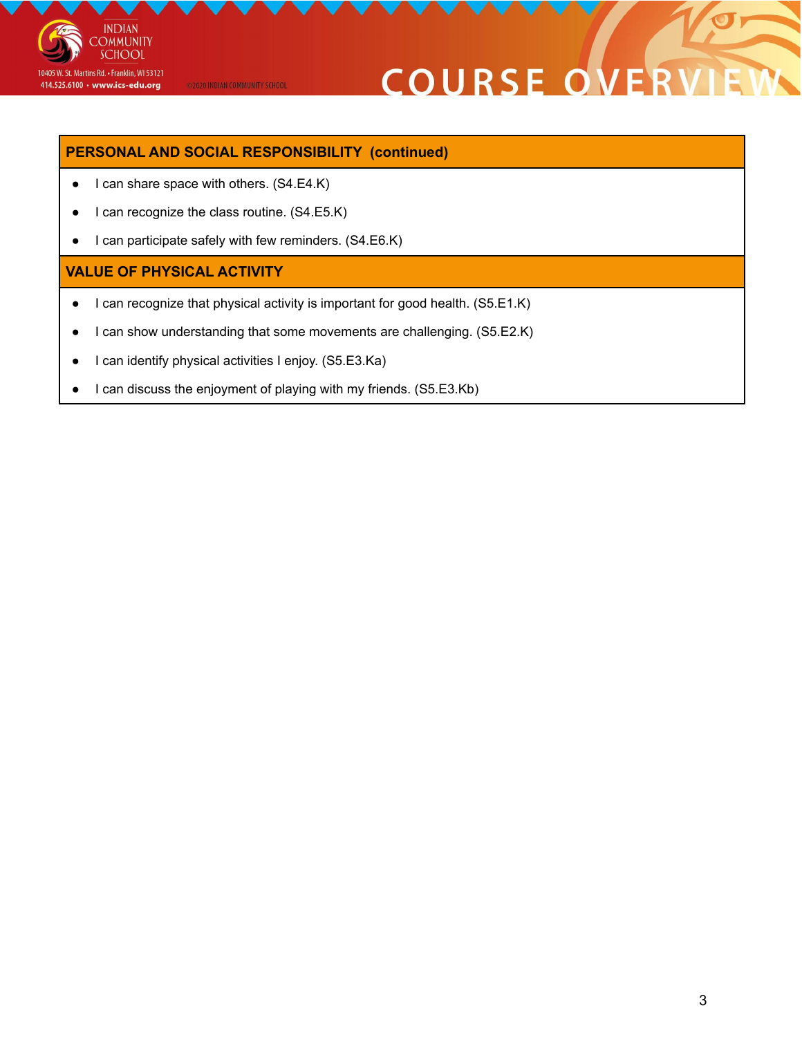## PERSONAL AND SOCIAL RESPONSIBILITY (continued)

- I can share space with others. (S4.E4.K)
- I can recognize the class routine. (S4.E5.K)
- I can participate safely with few reminders. (S4.E6.K)

## VALUE OF PHYSICAL ACTIVITY

- I can recognize that physical activity is important for good health. (S5.E1.K)
- I can show understanding that some movements are challenging. (S5.E2.K)
- I can identify physical activities I enjoy. (S5.E3.Ka)
- I can discuss the enjoyment of playing with my friends. (S5.E3.Kb)